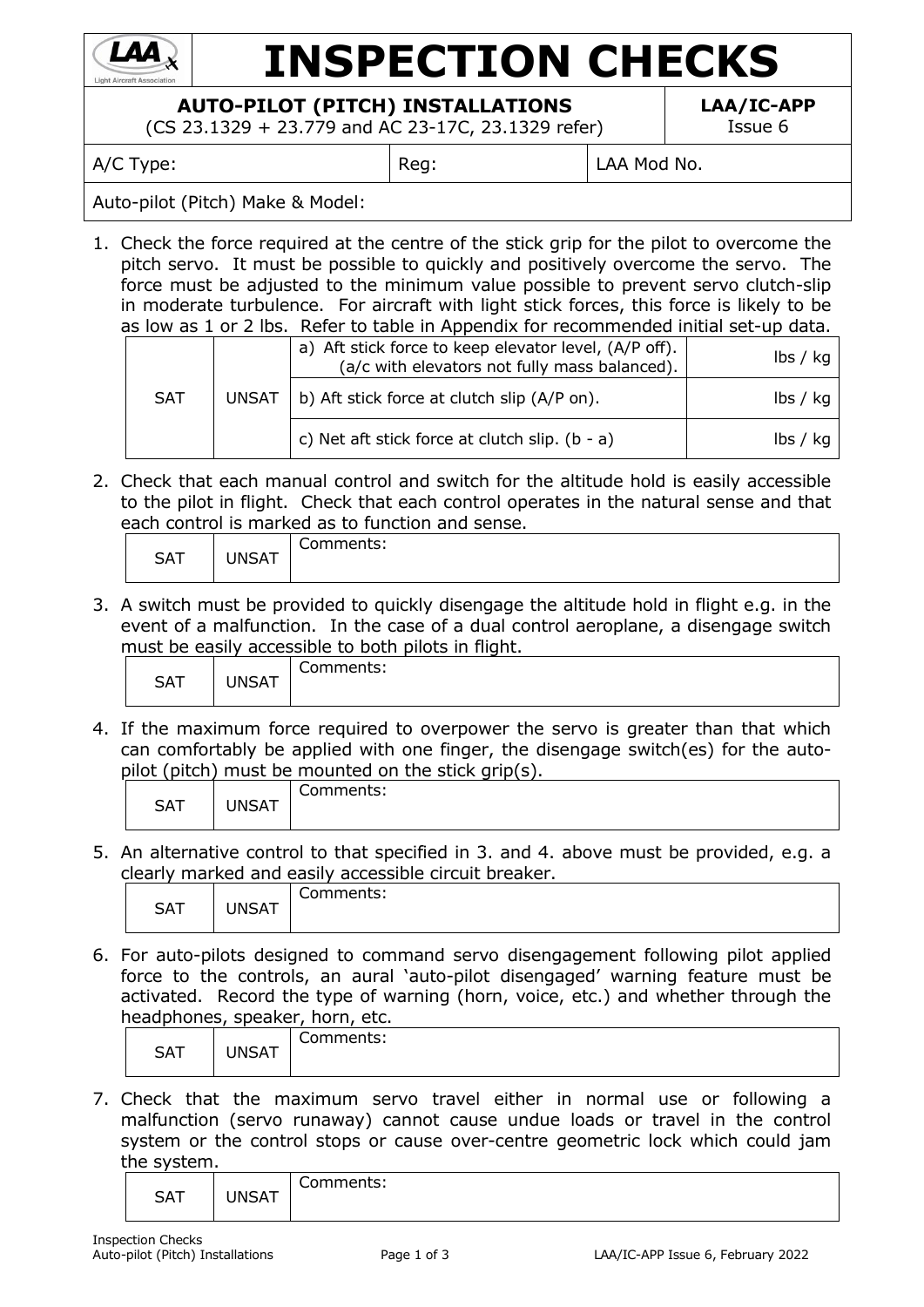# INSPECTION CHECKS

## AUTO-PILOT (PITCH) INSTALLATIONS

(CS 23.1329 + 23.779 and AC 23-17C, 23.1329 refer)

**LAA/IC-APP**
Issue 6

| A/C Type: | Reg: | LAA Mod No. |
|---|---|---|
| Auto-pilot (Pitch) Make & Model: | | |

1. Check the force required at the centre of the stick grip for the pilot to overcome the pitch servo. It must be possible to quickly and positively overcome the servo. The force must be adjusted to the minimum value possible to prevent servo clutch-slip in moderate turbulence. For aircraft with light stick forces, this force is likely to be as low as 1 or 2 lbs. Refer to table in Appendix for recommended initial set-up data.

| SAT | UNSAT | a) Aft stick force to keep elevator level, (A/P off). (a/c with elevators not fully mass balanced). | lbs / kg |
|---|---|---|---|
| | | b) Aft stick force at clutch slip (A/P on). | lbs / kg |
| | | c) Net aft stick force at clutch slip. (b - a) | lbs / kg |

2. Check that each manual control and switch for the altitude hold is easily accessible to the pilot in flight. Check that each control operates in the natural sense and that each control is marked as to function and sense.

| SAT | UNSAT | Comments: |
|---|---|---|

3. A switch must be provided to quickly disengage the altitude hold in flight e.g. in the event of a malfunction. In the case of a dual control aeroplane, a disengage switch must be easily accessible to both pilots in flight.

| SAT | UNSAT | Comments: |
|---|---|---|

4. If the maximum force required to overpower the servo is greater than that which can comfortably be applied with one finger, the disengage switch(es) for the auto-pilot (pitch) must be mounted on the stick grip(s).

| SAT | UNSAT | Comments: |
|---|---|---|

5. An alternative control to that specified in 3. and 4. above must be provided, e.g. a clearly marked and easily accessible circuit breaker.

| SAT | UNSAT | Comments: |
|---|---|---|

6. For auto-pilots designed to command servo disengagement following pilot applied force to the controls, an aural 'auto-pilot disengaged' warning feature must be activated. Record the type of warning (horn, voice, etc.) and whether through the headphones, speaker, horn, etc.

| SAT | UNSAT | Comments: |
|---|---|---|

7. Check that the maximum servo travel either in normal use or following a malfunction (servo runaway) cannot cause undue loads or travel in the control system or the control stops or cause over-centre geometric lock which could jam the system.

| SAT | UNSAT | Comments: |
|---|---|---|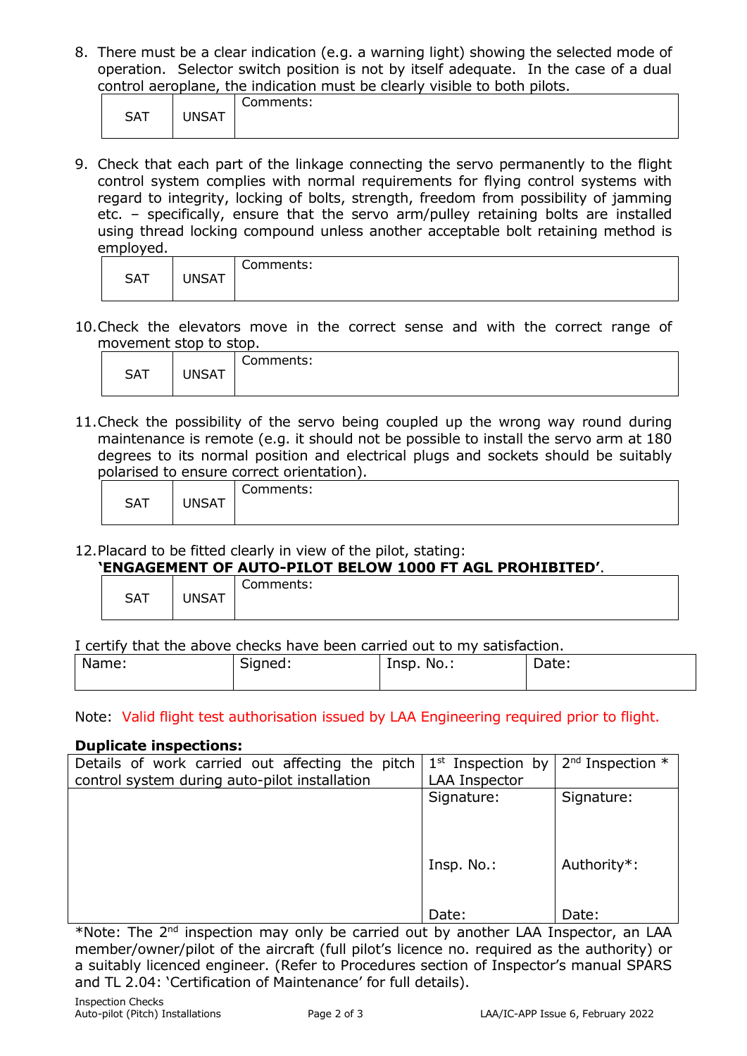8. There must be a clear indication (e.g. a warning light) showing the selected mode of operation. Selector switch position is not by itself adequate. In the case of a dual control aeroplane, the indication must be clearly visible to both pilots.

| SAT | UNSAT | Comments: |
|---|---|---|

9. Check that each part of the linkage connecting the servo permanently to the flight control system complies with normal requirements for flying control systems with regard to integrity, locking of bolts, strength, freedom from possibility of jamming etc. – specifically, ensure that the servo arm/pulley retaining bolts are installed using thread locking compound unless another acceptable bolt retaining method is employed.

| SAT | UNSAT | Comments: |
|---|---|---|

10. Check the elevators move in the correct sense and with the correct range of movement stop to stop.

| SAT | UNSAT | Comments: |
|---|---|---|

11. Check the possibility of the servo being coupled up the wrong way round during maintenance is remote (e.g. it should not be possible to install the servo arm at 180 degrees to its normal position and electrical plugs and sockets should be suitably polarised to ensure correct orientation).

| SAT | UNSAT | Comments: |
|---|---|---|

12. Placard to be fitted clearly in view of the pilot, stating:
**'ENGAGEMENT OF AUTO-PILOT BELOW 1000 FT AGL PROHIBITED'**.

| SAT | UNSAT | Comments: |
|---|---|---|

I certify that the above checks have been carried out to my satisfaction.

| Name: | Signed: | Insp. No.: | Date: |
|---|---|---|---|

Note: Valid flight test authorisation issued by LAA Engineering required prior to flight.

**Duplicate inspections:**

| Details of work carried out affecting the pitch control system during auto-pilot installation | 1st Inspection by LAA Inspector | 2nd Inspection * |
|---|---|---|
| | Signature:<br><br>Insp. No.:<br><br>Date: | Signature:<br><br>Authority*:<br><br>Date: |

*Note: The 2nd inspection may only be carried out by another LAA Inspector, an LAA member/owner/pilot of the aircraft (full pilot's licence no. required as the authority) or a suitably licenced engineer. (Refer to Procedures section of Inspector's manual SPARS and TL 2.04: 'Certification of Maintenance' for full details).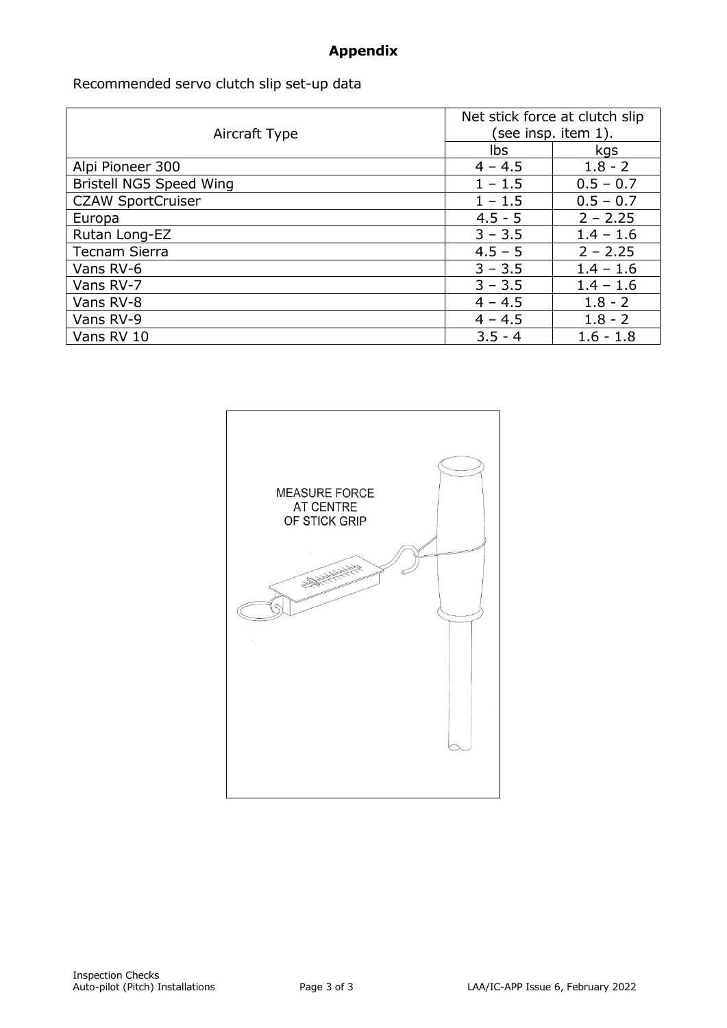## Appendix

Recommended servo clutch slip set-up data

| Aircraft Type | Net stick force at clutch slip (see insp. item 1). | |
|---|---|---|
| | lbs | kgs |
| Alpi Pioneer 300 | 4 – 4.5 | 1.8 - 2 |
| Bristell NG5 Speed Wing | 1 – 1.5 | 0.5 – 0.7 |
| CZAW SportCruiser | 1 – 1.5 | 0.5 – 0.7 |
| Europa | 4.5 - 5 | 2 – 2.25 |
| Rutan Long-EZ | 3 – 3.5 | 1.4 – 1.6 |
| Tecnam Sierra | 4.5 – 5 | 2 – 2.25 |
| Vans RV-6 | 3 – 3.5 | 1.4 – 1.6 |
| Vans RV-7 | 3 – 3.5 | 1.4 – 1.6 |
| Vans RV-8 | 4 – 4.5 | 1.8 - 2 |
| Vans RV-9 | 4 – 4.5 | 1.8 - 2 |
| Vans RV 10 | 3.5 - 4 | 1.6 - 1.8 |

MEASURE FORCE
AT CENTRE
OF STICK GRIP